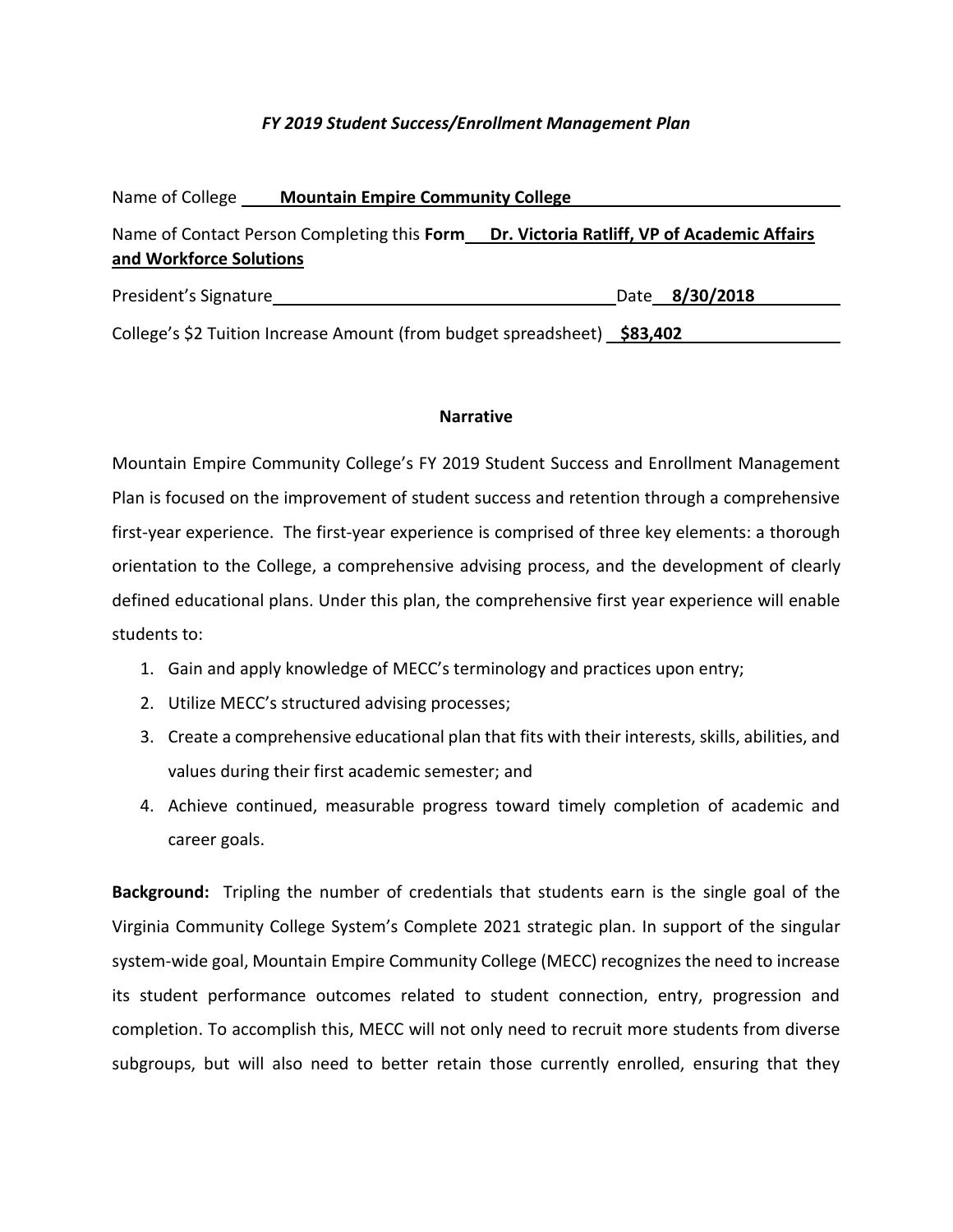*FY 2019 Student Success/Enrollment Management Plan*

Name of College **Mountain Empire Community College**

Name of Contact Person Completing this **Form** **Dr. Victoria Ratliff, VP of Academic Affairs and Workforce Solutions**

President's Signature ______________________ Date **8/30/2018**

College's $2 Tuition Increase Amount (from budget spreadsheet) **$83,402**

**Narrative**

Mountain Empire Community College's FY 2019 Student Success and Enrollment Management Plan is focused on the improvement of student success and retention through a comprehensive first-year experience. The first-year experience is comprised of three key elements: a thorough orientation to the College, a comprehensive advising process, and the development of clearly defined educational plans. Under this plan, the comprehensive first year experience will enable students to:

1. Gain and apply knowledge of MECC's terminology and practices upon entry;
2. Utilize MECC's structured advising processes;
3. Create a comprehensive educational plan that fits with their interests, skills, abilities, and values during their first academic semester; and
4. Achieve continued, measurable progress toward timely completion of academic and career goals.

**Background:** Tripling the number of credentials that students earn is the single goal of the Virginia Community College System's Complete 2021 strategic plan. In support of the singular system-wide goal, Mountain Empire Community College (MECC) recognizes the need to increase its student performance outcomes related to student connection, entry, progression and completion. To accomplish this, MECC will not only need to recruit more students from diverse subgroups, but will also need to better retain those currently enrolled, ensuring that they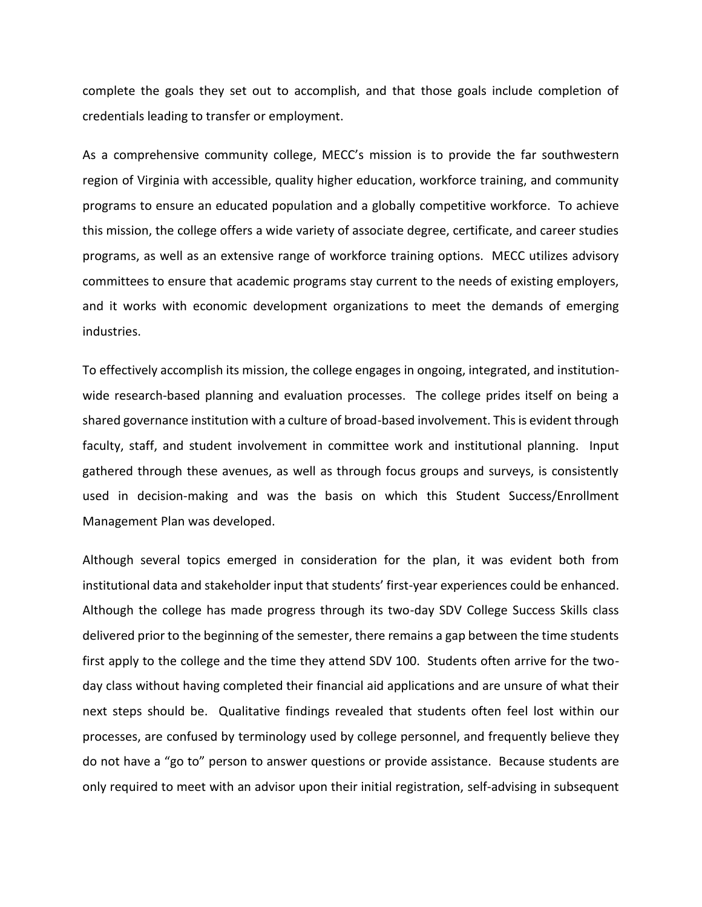complete the goals they set out to accomplish, and that those goals include completion of credentials leading to transfer or employment.

As a comprehensive community college, MECC's mission is to provide the far southwestern region of Virginia with accessible, quality higher education, workforce training, and community programs to ensure an educated population and a globally competitive workforce. To achieve this mission, the college offers a wide variety of associate degree, certificate, and career studies programs, as well as an extensive range of workforce training options. MECC utilizes advisory committees to ensure that academic programs stay current to the needs of existing employers, and it works with economic development organizations to meet the demands of emerging industries.

To effectively accomplish its mission, the college engages in ongoing, integrated, and institution-wide research-based planning and evaluation processes. The college prides itself on being a shared governance institution with a culture of broad-based involvement. This is evident through faculty, staff, and student involvement in committee work and institutional planning. Input gathered through these avenues, as well as through focus groups and surveys, is consistently used in decision-making and was the basis on which this Student Success/Enrollment Management Plan was developed.

Although several topics emerged in consideration for the plan, it was evident both from institutional data and stakeholder input that students' first-year experiences could be enhanced. Although the college has made progress through its two-day SDV College Success Skills class delivered prior to the beginning of the semester, there remains a gap between the time students first apply to the college and the time they attend SDV 100. Students often arrive for the two-day class without having completed their financial aid applications and are unsure of what their next steps should be. Qualitative findings revealed that students often feel lost within our processes, are confused by terminology used by college personnel, and frequently believe they do not have a "go to" person to answer questions or provide assistance. Because students are only required to meet with an advisor upon their initial registration, self-advising in subsequent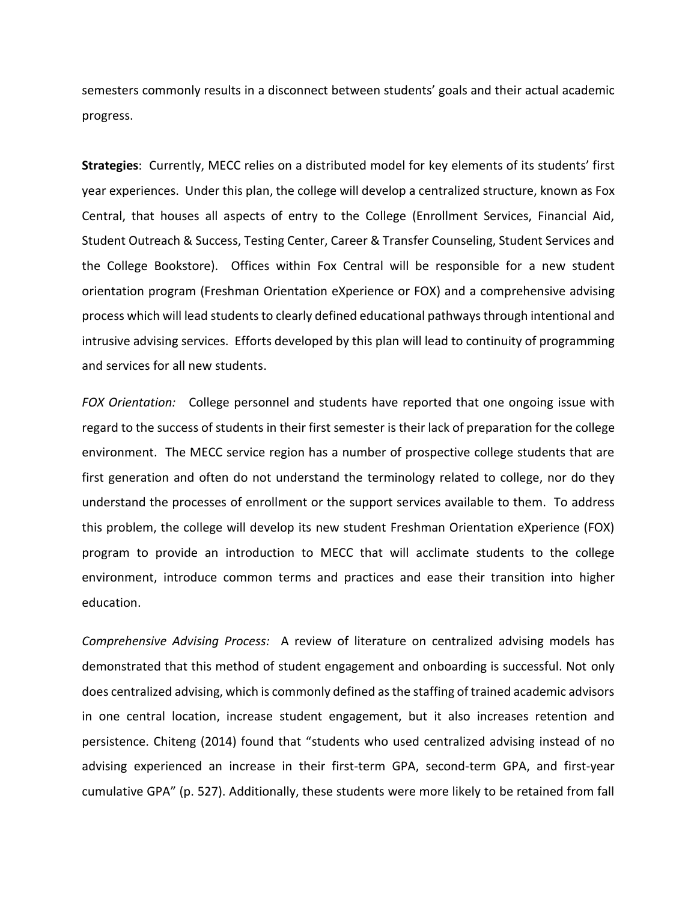semesters commonly results in a disconnect between students' goals and their actual academic progress.

**Strategies**: Currently, MECC relies on a distributed model for key elements of its students' first year experiences. Under this plan, the college will develop a centralized structure, known as Fox Central, that houses all aspects of entry to the College (Enrollment Services, Financial Aid, Student Outreach & Success, Testing Center, Career & Transfer Counseling, Student Services and the College Bookstore). Offices within Fox Central will be responsible for a new student orientation program (Freshman Orientation eXperience or FOX) and a comprehensive advising process which will lead students to clearly defined educational pathways through intentional and intrusive advising services. Efforts developed by this plan will lead to continuity of programming and services for all new students.

*FOX Orientation:* College personnel and students have reported that one ongoing issue with regard to the success of students in their first semester is their lack of preparation for the college environment. The MECC service region has a number of prospective college students that are first generation and often do not understand the terminology related to college, nor do they understand the processes of enrollment or the support services available to them. To address this problem, the college will develop its new student Freshman Orientation eXperience (FOX) program to provide an introduction to MECC that will acclimate students to the college environment, introduce common terms and practices and ease their transition into higher education.

*Comprehensive Advising Process:* A review of literature on centralized advising models has demonstrated that this method of student engagement and onboarding is successful. Not only does centralized advising, which is commonly defined as the staffing of trained academic advisors in one central location, increase student engagement, but it also increases retention and persistence. Chiteng (2014) found that "students who used centralized advising instead of no advising experienced an increase in their first-term GPA, second-term GPA, and first-year cumulative GPA" (p. 527). Additionally, these students were more likely to be retained from fall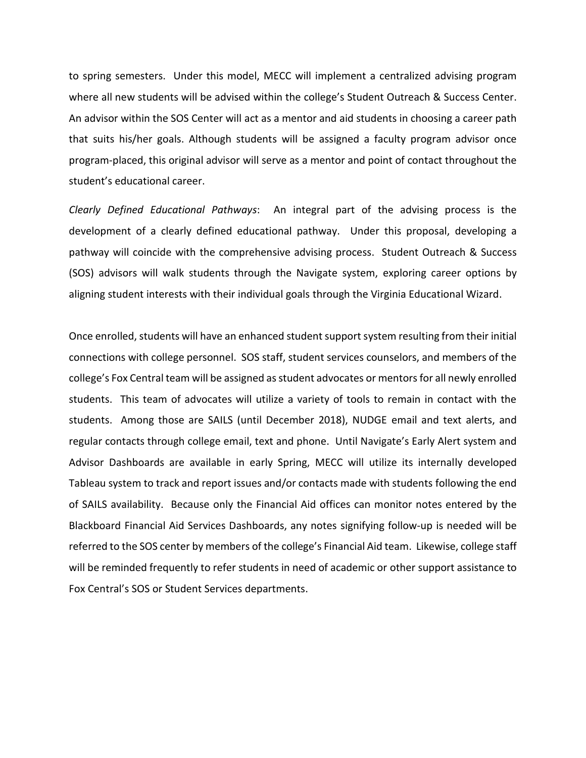to spring semesters. Under this model, MECC will implement a centralized advising program where all new students will be advised within the college's Student Outreach & Success Center. An advisor within the SOS Center will act as a mentor and aid students in choosing a career path that suits his/her goals. Although students will be assigned a faculty program advisor once program-placed, this original advisor will serve as a mentor and point of contact throughout the student's educational career.

*Clearly Defined Educational Pathways*: An integral part of the advising process is the development of a clearly defined educational pathway. Under this proposal, developing a pathway will coincide with the comprehensive advising process. Student Outreach & Success (SOS) advisors will walk students through the Navigate system, exploring career options by aligning student interests with their individual goals through the Virginia Educational Wizard.

Once enrolled, students will have an enhanced student support system resulting from their initial connections with college personnel. SOS staff, student services counselors, and members of the college's Fox Central team will be assigned as student advocates or mentors for all newly enrolled students. This team of advocates will utilize a variety of tools to remain in contact with the students. Among those are SAILS (until December 2018), NUDGE email and text alerts, and regular contacts through college email, text and phone. Until Navigate's Early Alert system and Advisor Dashboards are available in early Spring, MECC will utilize its internally developed Tableau system to track and report issues and/or contacts made with students following the end of SAILS availability. Because only the Financial Aid offices can monitor notes entered by the Blackboard Financial Aid Services Dashboards, any notes signifying follow-up is needed will be referred to the SOS center by members of the college's Financial Aid team. Likewise, college staff will be reminded frequently to refer students in need of academic or other support assistance to Fox Central's SOS or Student Services departments.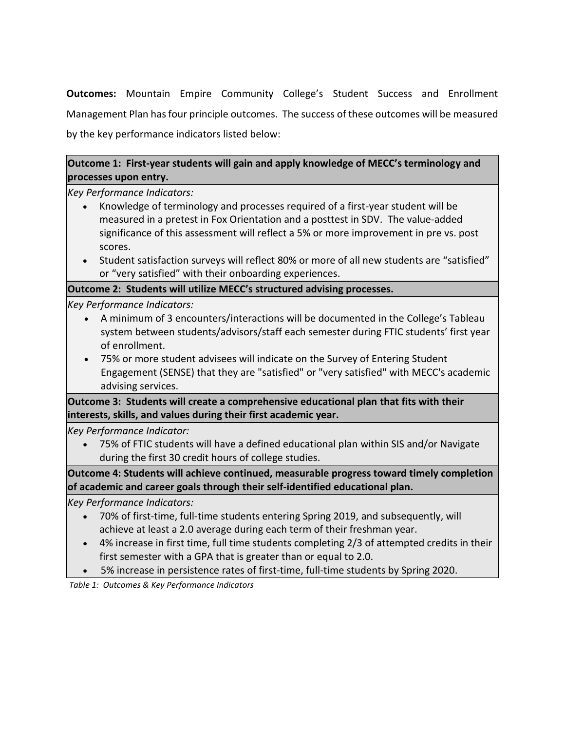**Outcomes:** Mountain Empire Community College's Student Success and Enrollment Management Plan has four principle outcomes. The success of these outcomes will be measured by the key performance indicators listed below:

| **Outcome 1: First-year students will gain and apply knowledge of MECC's terminology and processes upon entry.** |
|---|
| *Key Performance Indicators:*<br>• Knowledge of terminology and processes required of a first-year student will be measured in a pretest in Fox Orientation and a posttest in SDV. The value-added significance of this assessment will reflect a 5% or more improvement in pre vs. post scores.<br>• Student satisfaction surveys will reflect 80% or more of all new students are "satisfied" or "very satisfied" with their onboarding experiences. |
| **Outcome 2: Students will utilize MECC's structured advising processes.** |
| *Key Performance Indicators:*<br>• A minimum of 3 encounters/interactions will be documented in the College's Tableau system between students/advisors/staff each semester during FTIC students' first year of enrollment.<br>• 75% or more student advisees will indicate on the Survey of Entering Student Engagement (SENSE) that they are "satisfied" or "very satisfied" with MECC's academic advising services. |
| **Outcome 3: Students will create a comprehensive educational plan that fits with their interests, skills, and values during their first academic year.** |
| *Key Performance Indicator:*<br>• 75% of FTIC students will have a defined educational plan within SIS and/or Navigate during the first 30 credit hours of college studies. |
| **Outcome 4: Students will achieve continued, measurable progress toward timely completion of academic and career goals through their self-identified educational plan.** |
| *Key Performance Indicators:*<br>• 70% of first-time, full-time students entering Spring 2019, and subsequently, will achieve at least a 2.0 average during each term of their freshman year.<br>• 4% increase in first time, full time students completing 2/3 of attempted credits in their first semester with a GPA that is greater than or equal to 2.0.<br>• 5% increase in persistence rates of first-time, full-time students by Spring 2020. |

*Table 1: Outcomes & Key Performance Indicators*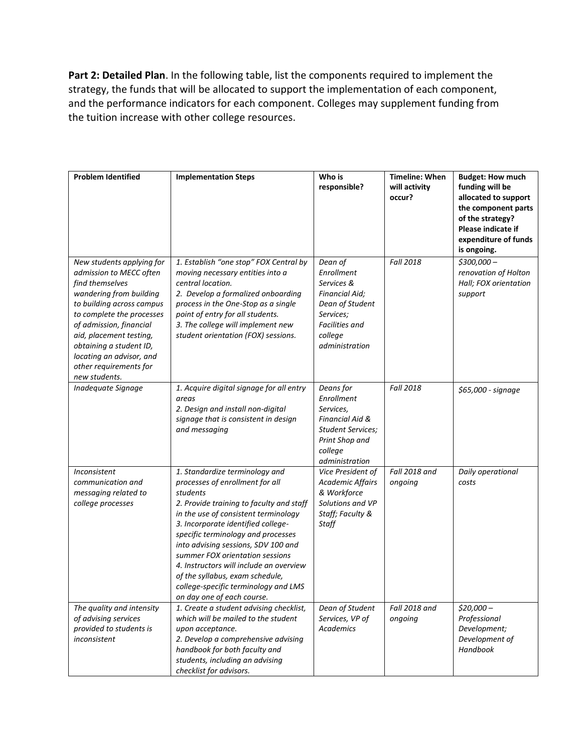**Part 2: Detailed Plan**. In the following table, list the components required to implement the strategy, the funds that will be allocated to support the implementation of each component, and the performance indicators for each component. Colleges may supplement funding from the tuition increase with other college resources.

| **Problem Identified** | **Implementation Steps** | **Who is responsible?** | **Timeline: When will activity occur?** | **Budget: How much funding will be allocated to support the component parts of the strategy? Please indicate if expenditure of funds is ongoing.** |
|---|---|---|---|---|
| *New students applying for admission to MECC often find themselves wandering from building to building across campus to complete the processes of admission, financial aid, placement testing, obtaining a student ID, locating an advisor, and other requirements for new students.* | *1. Establish "one stop" FOX Central by moving necessary entities into a central location.*<br>*2. Develop a formalized onboarding process in the One-Stop as a single point of entry for all students.*<br>*3. The college will implement new student orientation (FOX) sessions.* | *Dean of Enrollment Services & Financial Aid; Dean of Student Services; Facilities and college administration* | *Fall 2018* | *$300,000 – renovation of Holton Hall; FOX orientation support* |
| *Inadequate Signage* | *1. Acquire digital signage for all entry areas*<br>*2. Design and install non-digital signage that is consistent in design and messaging* | *Deans for Enrollment Services, Financial Aid & Student Services; Print Shop and college administration* | *Fall 2018* | *$65,000 - signage* |
| *Inconsistent communication and messaging related to college processes* | *1. Standardize terminology and processes of enrollment for all students*<br>*2. Provide training to faculty and staff in the use of consistent terminology*<br>*3. Incorporate identified college-specific terminology and processes into advising sessions, SDV 100 and summer FOX orientation sessions*<br>*4. Instructors will include an overview of the syllabus, exam schedule, college-specific terminology and LMS on day one of each course.* | *Vice President of Academic Affairs & Workforce Solutions and VP Staff; Faculty & Staff* | *Fall 2018 and ongoing* | *Daily operational costs* |
| *The quality and intensity of advising services provided to students is inconsistent* | *1. Create a student advising checklist, which will be mailed to the student upon acceptance.*<br>*2. Develop a comprehensive advising handbook for both faculty and students, including an advising checklist for advisors.* | *Dean of Student Services, VP of Academics* | *Fall 2018 and ongoing* | *$20,000 – Professional Development; Development of Handbook* |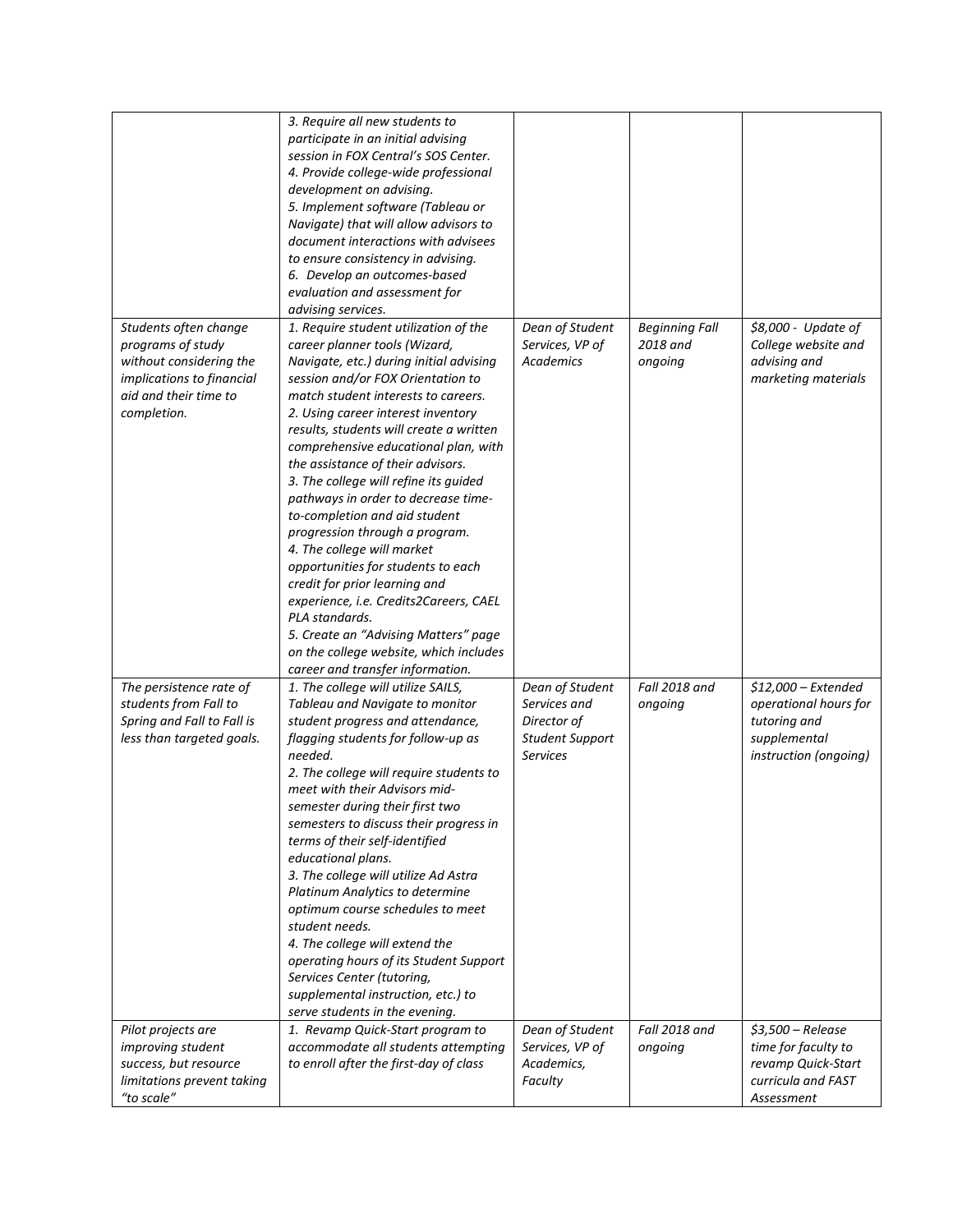| | | | | |
|---|---|---|---|---|
| | *3. Require all new students to participate in an initial advising session in FOX Central's SOS Center.*<br>*4. Provide college-wide professional development on advising.*<br>*5. Implement software (Tableau or Navigate) that will allow advisors to document interactions with advisees to ensure consistency in advising.*<br>*6. Develop an outcomes-based evaluation and assessment for advising services.* | | | |
| *Students often change programs of study without considering the implications to financial aid and their time to completion.* | *1. Require student utilization of the career planner tools (Wizard, Navigate, etc.) during initial advising session and/or FOX Orientation to match student interests to careers.*<br>*2. Using career interest inventory results, students will create a written comprehensive educational plan, with the assistance of their advisors.*<br>*3. The college will refine its guided pathways in order to decrease time-to-completion and aid student progression through a program.*<br>*4. The college will market opportunities for students to each credit for prior learning and experience, i.e. Credits2Careers, CAEL PLA standards.*<br>*5. Create an "Advising Matters" page on the college website, which includes career and transfer information.* | *Dean of Student Services, VP of Academics* | *Beginning Fall 2018 and ongoing* | *$8,000 - Update of College website and advising and marketing materials* |
| *The persistence rate of students from Fall to Spring and Fall to Fall is less than targeted goals.* | *1. The college will utilize SAILS, Tableau and Navigate to monitor student progress and attendance, flagging students for follow-up as needed.*<br>*2. The college will require students to meet with their Advisors mid-semester during their first two semesters to discuss their progress in terms of their self-identified educational plans.*<br>*3. The college will utilize Ad Astra Platinum Analytics to determine optimum course schedules to meet student needs.*<br>*4. The college will extend the operating hours of its Student Support Services Center (tutoring, supplemental instruction, etc.) to serve students in the evening.* | *Dean of Student Services and Director of Student Support Services* | *Fall 2018 and ongoing* | *$12,000 – Extended operational hours for tutoring and supplemental instruction (ongoing)* |
| *Pilot projects are improving student success, but resource limitations prevent taking "to scale"* | *1. Revamp Quick-Start program to accommodate all students attempting to enroll after the first-day of class* | *Dean of Student Services, VP of Academics, Faculty* | *Fall 2018 and ongoing* | *$3,500 – Release time for faculty to revamp Quick-Start curricula and FAST Assessment* |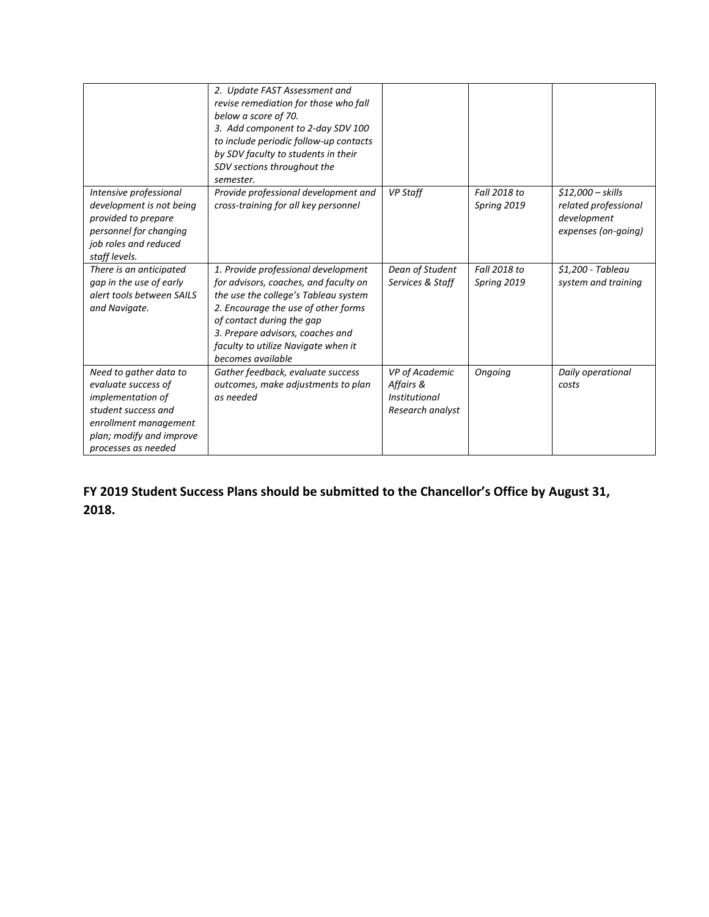| | | | | |
|---|---|---|---|---|
| | *2. Update FAST Assessment and revise remediation for those who fall below a score of 70.*<br>*3. Add component to 2-day SDV 100 to include periodic follow-up contacts by SDV faculty to students in their SDV sections throughout the semester.* | | | |
| *Intensive professional development is not being provided to prepare personnel for changing job roles and reduced staff levels.* | *Provide professional development and cross-training for all key personnel* | *VP Staff* | *Fall 2018 to Spring 2019* | *$12,000 – skills related professional development expenses (on-going)* |
| *There is an anticipated gap in the use of early alert tools between SAILS and Navigate.* | *1. Provide professional development for advisors, coaches, and faculty on the use the college's Tableau system*<br>*2. Encourage the use of other forms of contact during the gap*<br>*3. Prepare advisors, coaches and faculty to utilize Navigate when it becomes available* | *Dean of Student Services & Staff* | *Fall 2018 to Spring 2019* | *$1,200 - Tableau system and training* |
| *Need to gather data to evaluate success of implementation of student success and enrollment management plan; modify and improve processes as needed* | *Gather feedback, evaluate success outcomes, make adjustments to plan as needed* | *VP of Academic Affairs & Institutional Research analyst* | *Ongoing* | *Daily operational costs* |

**FY 2019 Student Success Plans should be submitted to the Chancellor's Office by August 31, 2018.**